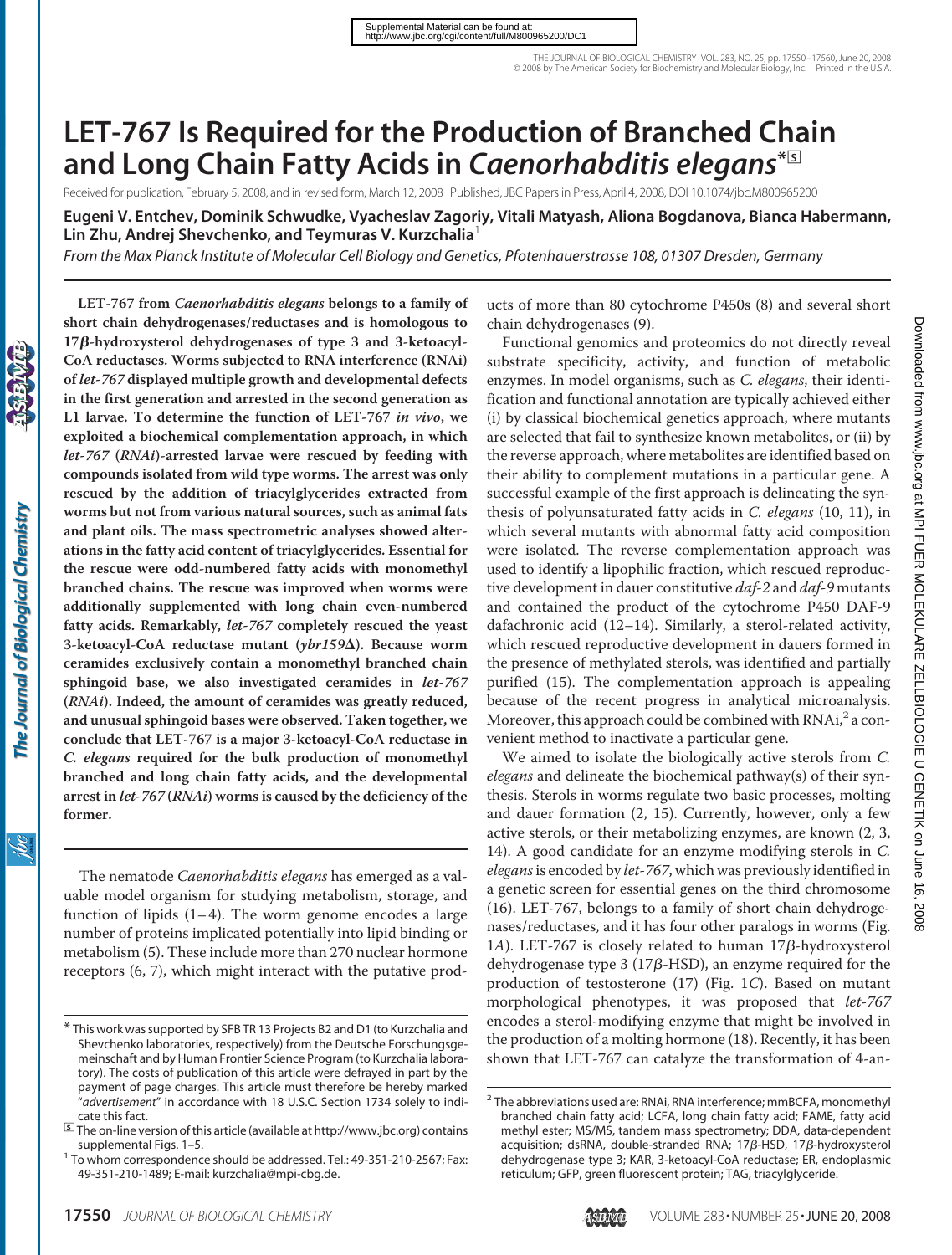# LET-767 Is Required for the Production of Branched Chain and Long Chain Fatty Acids in *Caenorhabditis elegans*

Received for publication, February 5, 2008, and in revised form, March 12, 2008 Published, JBC Papers in Press, April 4, 2008, DOI 10.1074/jbc.M800965200

**Eugeni V. Entchev, Dominik Schwudke, Vyacheslav Zagoriy, Vitali Matyash, Aliona Bogdanova, Bianca Habermann, Lin Zhu, Andrej Shevchenko, and Teymuras V. Kurzchalia**[1]

*From the Max Planck Institute of Molecular Cell Biology and Genetics, Pfotenhauerstrasse 108, 01307 Dresden, Germany*

**LET-767 from *Caenorhabditis elegans* belongs to a family of short chain dehydrogenases/reductases and is homologous to 17β-hydroxysterol dehydrogenases of type 3 and 3-ketoacyl-CoA reductases. Worms subjected to RNA interference (RNAi) of *let-767* displayed multiple growth and developmental defects in the first generation and arrested in the second generation as L1 larvae. To determine the function of LET-767 *in vivo*, we exploited a biochemical complementation approach, in which *let-767* (*RNAi*)-arrested larvae were rescued by feeding with compounds isolated from wild type worms. The arrest was only rescued by the addition of triacylglycerides extracted from worms but not from various natural sources, such as animal fats and plant oils. The mass spectrometric analyses showed alterations in the fatty acid content of triacylglycerides. Essential for the rescue were odd-numbered fatty acids with monomethyl branched chains. The rescue was improved when worms were additionally supplemented with long chain even-numbered fatty acids. Remarkably, *let-767* completely rescued the yeast 3-ketoacyl-CoA reductase mutant (*ybr159Δ*). Because worm ceramides exclusively contain a monomethyl branched chain sphingoid base, we also investigated ceramides in *let-767* (*RNAi*). Indeed, the amount of ceramides was greatly reduced, and unusual sphingoid bases were observed. Taken together, we conclude that LET-767 is a major 3-ketoacyl-CoA reductase in *C. elegans* required for the bulk production of monomethyl branched and long chain fatty acids, and the developmental arrest in *let-767* (*RNAi*) worms is caused by the deficiency of the former.**

The nematode *Caenorhabditis elegans* has emerged as a valuable model organism for studying metabolism, storage, and function of lipids (1–4). The worm genome encodes a large number of proteins implicated potentially into lipid binding or metabolism (5). These include more than 270 nuclear hormone receptors (6, 7), which might interact with the putative products of more than 80 cytochrome P450s (8) and several short chain dehydrogenases (9).

Functional genomics and proteomics do not directly reveal substrate specificity, activity, and function of metabolic enzymes. In model organisms, such as *C. elegans*, their identification and functional annotation are typically achieved either (i) by classical biochemical genetics approach, where mutants are selected that fail to synthesize known metabolites, or (ii) by the reverse approach, where metabolites are identified based on their ability to complement mutations in a particular gene. A successful example of the first approach is delineating the synthesis of polyunsaturated fatty acids in *C. elegans* (10, 11), in which several mutants with abnormal fatty acid composition were isolated. The reverse complementation approach was used to identify a lipophilic fraction, which rescued reproductive development in dauer constitutive *daf-2* and *daf-9* mutants and contained the product of the cytochrome P450 DAF-9 dafachronic acid (12–14). Similarly, a sterol-related activity, which rescued reproductive development in dauers formed in the presence of methylated sterols, was identified and partially purified (15). The complementation approach is appealing because of the recent progress in analytical microanalysis. Moreover, this approach could be combined with RNAi,[2] a convenient method to inactivate a particular gene.

We aimed to isolate the biologically active sterols from *C. elegans* and delineate the biochemical pathway(s) of their synthesis. Sterols in worms regulate two basic processes, molting and dauer formation (2, 15). Currently, however, only a few active sterols, or their metabolizing enzymes, are known (2, 3, 14). A good candidate for an enzyme modifying sterols in *C. elegans* is encoded by *let-767*, which was previously identified in a genetic screen for essential genes on the third chromosome (16). LET-767, belongs to a family of short chain dehydrogenases/reductases, and it has four other paralogs in worms (Fig. 1*A*). LET-767 is closely related to human 17β-hydroxysterol dehydrogenase type 3 (17β-HSD), an enzyme required for the production of testosterone (17) (Fig. 1*C*). Based on mutant morphological phenotypes, it was proposed that *let-767* encodes a sterol-modifying enzyme that might be involved in the production of a molting hormone (18). Recently, it has been shown that LET-767 can catalyze the transformation of 4-an-

\* This work was supported by SFB TR 13 Projects B2 and D1 (to Kurzchalia and Shevchenko laboratories, respectively) from the Deutsche Forschungsgemeinschaft and by Human Frontier Science Program (to Kurzchalia laboratory). The costs of publication of this article were defrayed in part by the payment of page charges. This article must therefore be hereby marked "*advertisement*" in accordance with 18 U.S.C. Section 1734 solely to indicate this fact.

[S] The on-line version of this article (available at http://www.jbc.org) contains supplemental Figs. 1–5.

[1] To whom correspondence should be addressed. Tel.: 49-351-210-2567; Fax: 49-351-210-1489; E-mail: kurzchalia@mpi-cbg.de.

[2] The abbreviations used are: RNAi, RNA interference; mmBCFA, monomethyl branched chain fatty acid; LCFA, long chain fatty acid; FAME, fatty acid methyl ester; MS/MS, tandem mass spectrometry; DDA, data-dependent acquisition; dsRNA, double-stranded RNA; 17β-HSD, 17β-hydroxysterol dehydrogenase type 3; KAR, 3-ketoacyl-CoA reductase; ER, endoplasmic reticulum; GFP, green fluorescent protein; TAG, triacylglyceride.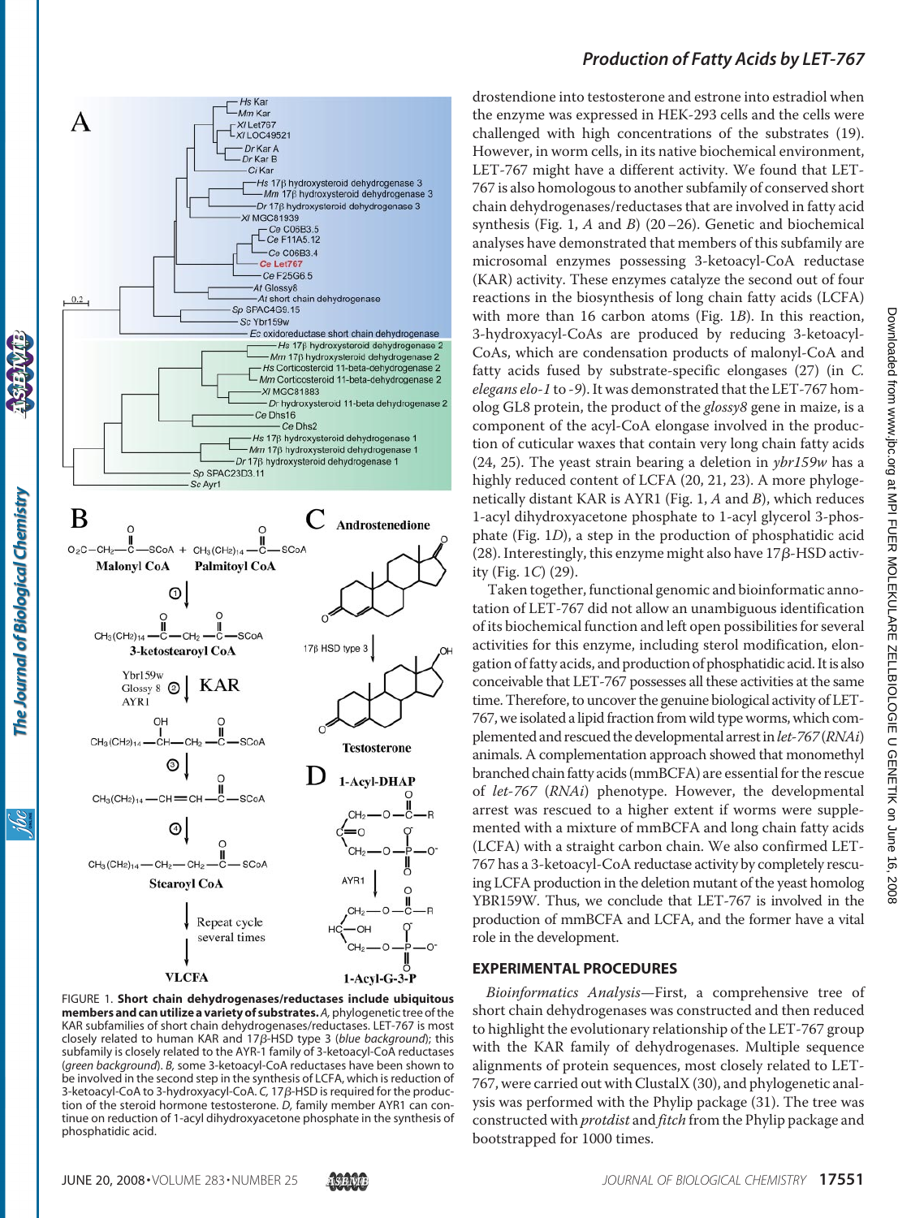FIGURE 1. **Short chain dehydrogenases/reductases include ubiquitous members and can utilize a variety of substrates.** *A*, phylogenetic tree of the KAR subfamilies of short chain dehydrogenases/reductases. LET-767 is most closely related to human KAR and 17β-HSD type 3 (*blue background*); this subfamily is closely related to the AYR-1 family of 3-ketoacyl-CoA reductases (*green background*). *B*, some 3-ketoacyl-CoA reductases have been shown to be involved in the second step in the synthesis of LCFA, which is reduction of 3-ketoacyl-CoA to 3-hydroxyacyl-CoA. *C*, 17β-HSD is required for the production of the steroid hormone testosterone. *D*, family member AYR1 can continue on reduction of 1-acyl dihydroxyacetone phosphate in the synthesis of phosphatidic acid.

drostendione into testosterone and estrone into estradiol when the enzyme was expressed in HEK-293 cells and the cells were challenged with high concentrations of the substrates (19). However, in worm cells, in its native biochemical environment, LET-767 might have a different activity. We found that LET-767 is also homologous to another subfamily of conserved short chain dehydrogenases/reductases that are involved in fatty acid synthesis (Fig. 1, *A* and *B*) (20–26). Genetic and biochemical analyses have demonstrated that members of this subfamily are microsomal enzymes possessing 3-ketoacyl-CoA reductase (KAR) activity. These enzymes catalyze the second out of four reactions in the biosynthesis of long chain fatty acids (LCFA) with more than 16 carbon atoms (Fig. 1*B*). In this reaction, 3-hydroxyacyl-CoAs are produced by reducing 3-ketoacyl-CoAs, which are condensation products of malonyl-CoA and fatty acids fused by substrate-specific elongases (27) (in *C. elegans elo-1* to *-9*). It was demonstrated that the LET-767 homolog GL8 protein, the product of the *glossy8* gene in maize, is a component of the acyl-CoA elongase involved in the production of cuticular waxes that contain very long chain fatty acids (24, 25). The yeast strain bearing a deletion in *ybr159w* has a highly reduced content of LCFA (20, 21, 23). A more phylogenetically distant KAR is AYR1 (Fig. 1, *A* and *B*), which reduces 1-acyl dihydroxyacetone phosphate to 1-acyl glycerol 3-phosphate (Fig. 1*D*), a step in the production of phosphatidic acid (28). Interestingly, this enzyme might also have 17β-HSD activity (Fig. 1*C*) (29).

Taken together, functional genomic and bioinformatic annotation of LET-767 did not allow an unambiguous identification of its biochemical function and left open possibilities for several activities for this enzyme, including sterol modification, elongation of fatty acids, and production of phosphatidic acid. It is also conceivable that LET-767 possesses all these activities at the same time. Therefore, to uncover the genuine biological activity of LET-767, we isolated a lipid fraction from wild type worms, which complemented and rescued the developmental arrest in *let-767* (*RNAi*) animals. A complementation approach showed that monomethyl branched chain fatty acids (mmBCFA) are essential for the rescue of *let-767* (*RNAi*) phenotype. However, the developmental arrest was rescued to a higher extent if worms were supplemented with a mixture of mmBCFA and long chain fatty acids (LCFA) with a straight carbon chain. We also confirmed LET-767 has a 3-ketoacyl-CoA reductase activity by completely rescuing LCFA production in the deletion mutant of the yeast homolog YBR159W. Thus, we conclude that LET-767 is involved in the production of mmBCFA and LCFA, and the former have a vital role in the development.

## EXPERIMENTAL PROCEDURES

*Bioinformatics Analysis*—First, a comprehensive tree of short chain dehydrogenases was constructed and then reduced to highlight the evolutionary relationship of the LET-767 group with the KAR family of dehydrogenases. Multiple sequence alignments of protein sequences, most closely related to LET-767, were carried out with ClustalX (30), and phylogenetic analysis was performed with the Phylip package (31). The tree was constructed with *protdist* and *fitch* from the Phylip package and bootstrapped for 1000 times.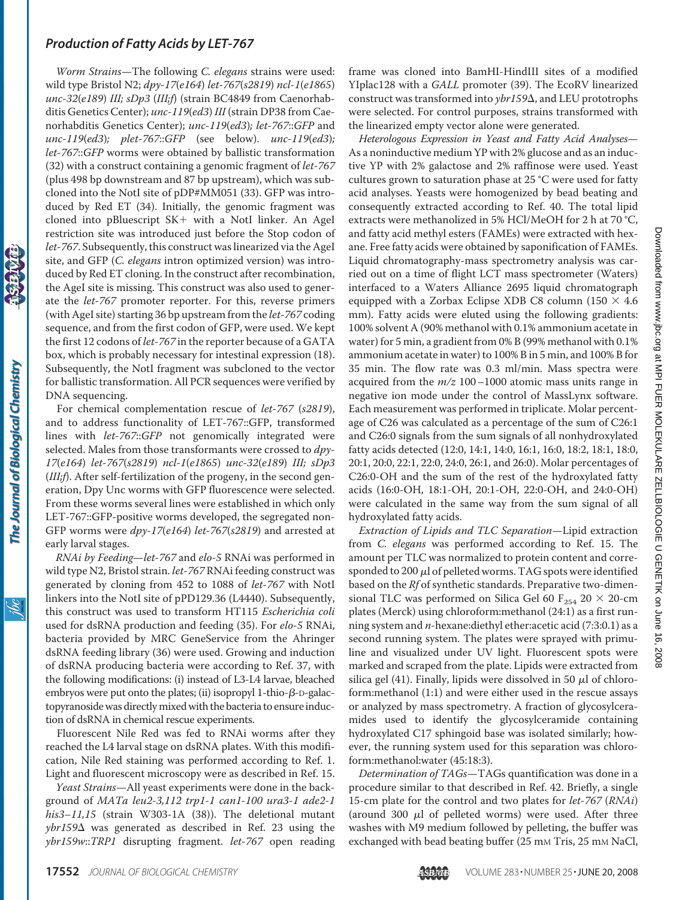*Worm Strains*—The following *C. elegans* strains were used: wild type Bristol N2; *dpy-17*(*e164*) *let-767*(*s2819*) *ncl-1*(*e1865*) *unc-32*(*e189*) *III; sDp3* (*III;f*) (strain BC4849 from Caenorhabditis Genetics Center); *unc-119*(*ed3*) *III* (strain DP38 from Caenorhabditis Genetics Center); *unc-119*(*ed3*)*; let-767*::*GFP* and *unc-119*(*ed3*)*; plet-767*::*GFP* (see below). *unc-119*(*ed3*)*; let-767*::*GFP* worms were obtained by ballistic transformation (32) with a construct containing a genomic fragment of *let-767* (plus 498 bp downstream and 87 bp upstream), which was subcloned into the NotI site of pDP#MM051 (33). GFP was introduced by Red ET (34). Initially, the genomic fragment was cloned into pBluescript SK+ with a NotI linker. An AgeI restriction site was introduced just before the Stop codon of *let-767*. Subsequently, this construct was linearized via the AgeI site, and GFP (*C. elegans* intron optimized version) was introduced by Red ET cloning. In the construct after recombination, the AgeI site is missing. This construct was also used to generate the *let-767* promoter reporter. For this, reverse primers (with AgeI site) starting 36 bp upstream from the *let-767* coding sequence, and from the first codon of GFP, were used. We kept the first 12 codons of *let-767* in the reporter because of a GATA box, which is probably necessary for intestinal expression (18). Subsequently, the NotI fragment was subcloned to the vector for ballistic transformation. All PCR sequences were verified by DNA sequencing.

For chemical complementation rescue of *let-767* (*s2819*), and to address functionality of LET-767::GFP, transformed lines with *let-767*::*GFP* not genomically integrated were selected. Males from those transformants were crossed to *dpy-17*(*e164*) *let-767*(*s2819*) *ncl-1*(*e1865*) *unc-32*(*e189*) *III; sDp3* (*III;f*). After self-fertilization of the progeny, in the second generation, Dpy Unc worms with GFP fluorescence were selected. From these worms several lines were established in which only LET-767::GFP-positive worms developed, the segregated non-GFP worms were *dpy-17*(*e164*) *let-767*(*s2819*) and arrested at early larval stages.

*RNAi by Feeding*—*let-767* and *elo-5* RNAi was performed in wild type N2, Bristol strain. *let-767* RNAi feeding construct was generated by cloning from 452 to 1088 of *let-767* with NotI linkers into the NotI site of pPD129.36 (L4440). Subsequently, this construct was used to transform HT115 *Escherichia coli* used for dsRNA production and feeding (35). For *elo-5* RNAi, bacteria provided by MRC GeneService from the Ahringer dsRNA feeding library (36) were used. Growing and induction of dsRNA producing bacteria were according to Ref. 37, with the following modifications: (i) instead of L3-L4 larvae, bleached embryos were put onto the plates; (ii) isopropyl 1-thio-β-D-galactopyranoside was directly mixed with the bacteria to ensure induction of dsRNA in chemical rescue experiments.

Fluorescent Nile Red was fed to RNAi worms after they reached the L4 larval stage on dsRNA plates. With this modification, Nile Red staining was performed according to Ref. 1. Light and fluorescent microscopy were as described in Ref. 15.

*Yeast Strains*—All yeast experiments were done in the background of *MATa leu2-3,112 trp1-1 can1-100 ura3-1 ade2-1 his3–11,15* (strain W303-1A (38)). The deletional mutant *ybr159*Δ was generated as described in Ref. 23 using the *ybr159w*::*TRP1* disrupting fragment. *let-767* open reading frame was cloned into BamHI-HindIII sites of a modified YIplac128 with a *GALL* promoter (39). The EcoRV linearized construct was transformed into *ybr159*Δ, and LEU prototrophs were selected. For control purposes, strains transformed with the linearized empty vector alone were generated.

*Heterologous Expression in Yeast and Fatty Acid Analyses*—As a noninductive medium YP with 2% glucose and as an inductive YP with 2% galactose and 2% raffinose were used. Yeast cultures grown to saturation phase at 25 °C were used for fatty acid analyses. Yeasts were homogenized by bead beating and consequently extracted according to Ref. 40. The total lipid extracts were methanolized in 5% HCl/MeOH for 2 h at 70 °C, and fatty acid methyl esters (FAMEs) were extracted with hexane. Free fatty acids were obtained by saponification of FAMEs. Liquid chromatography-mass spectrometry analysis was carried out on a time of flight LCT mass spectrometer (Waters) interfaced to a Waters Alliance 2695 liquid chromatograph equipped with a Zorbax Eclipse XDB C8 column (150 × 4.6 mm). Fatty acids were eluted using the following gradients: 100% solvent A (90% methanol with 0.1% ammonium acetate in water) for 5 min, a gradient from 0% B (99% methanol with 0.1% ammonium acetate in water) to 100% B in 5 min, and 100% B for 35 min. The flow rate was 0.3 ml/min. Mass spectra were acquired from the $m/z$ 100–1000 atomic mass units range in negative ion mode under the control of MassLynx software. Each measurement was performed in triplicate. Molar percentage of C26 was calculated as a percentage of the sum of C26:1 and C26:0 signals from the sum signals of all nonhydroxylated fatty acids detected (12:0, 14:1, 14:0, 16:1, 16:0, 18:2, 18:1, 18:0, 20:1, 20:0, 22:1, 22:0, 24:0, 26:1, and 26:0). Molar percentages of C26:0-OH and the sum of the rest of the hydroxylated fatty acids (16:0-OH, 18:1-OH, 20:1-OH, 22:0-OH, and 24:0-OH) were calculated in the same way from the sum signal of all hydroxylated fatty acids.

*Extraction of Lipids and TLC Separation*—Lipid extraction from *C. elegans* was performed according to Ref. 15. The amount per TLC was normalized to protein content and corresponded to 200 μl of pelleted worms. TAG spots were identified based on the *Rf* of synthetic standards. Preparative two-dimensional TLC was performed on Silica Gel 60 $F_{254}$ 20 × 20-cm plates (Merck) using chloroform:methanol (24:1) as a first running system and *n*-hexane:diethyl ether:acetic acid (7:3:0.1) as a second running system. The plates were sprayed with primuline and visualized under UV light. Fluorescent spots were marked and scraped from the plate. Lipids were extracted from silica gel (41). Finally, lipids were dissolved in 50 μl of chloroform:methanol (1:1) and were either used in the rescue assays or analyzed by mass spectrometry. A fraction of glycosylceramides used to identify the glycosylceramide containing hydroxylated C17 sphingoid base was isolated similarly; however, the running system used for this separation was chloroform:methanol:water (45:18:3).

*Determination of TAGs*—TAGs quantification was done in a procedure similar to that described in Ref. 42. Briefly, a single 15-cm plate for the control and two plates for *let-767* (*RNAi*) (around 300 μl of pelleted worms) were used. After three washes with M9 medium followed by pelleting, the buffer was exchanged with bead beating buffer (25 mM Tris, 25 mM NaCl,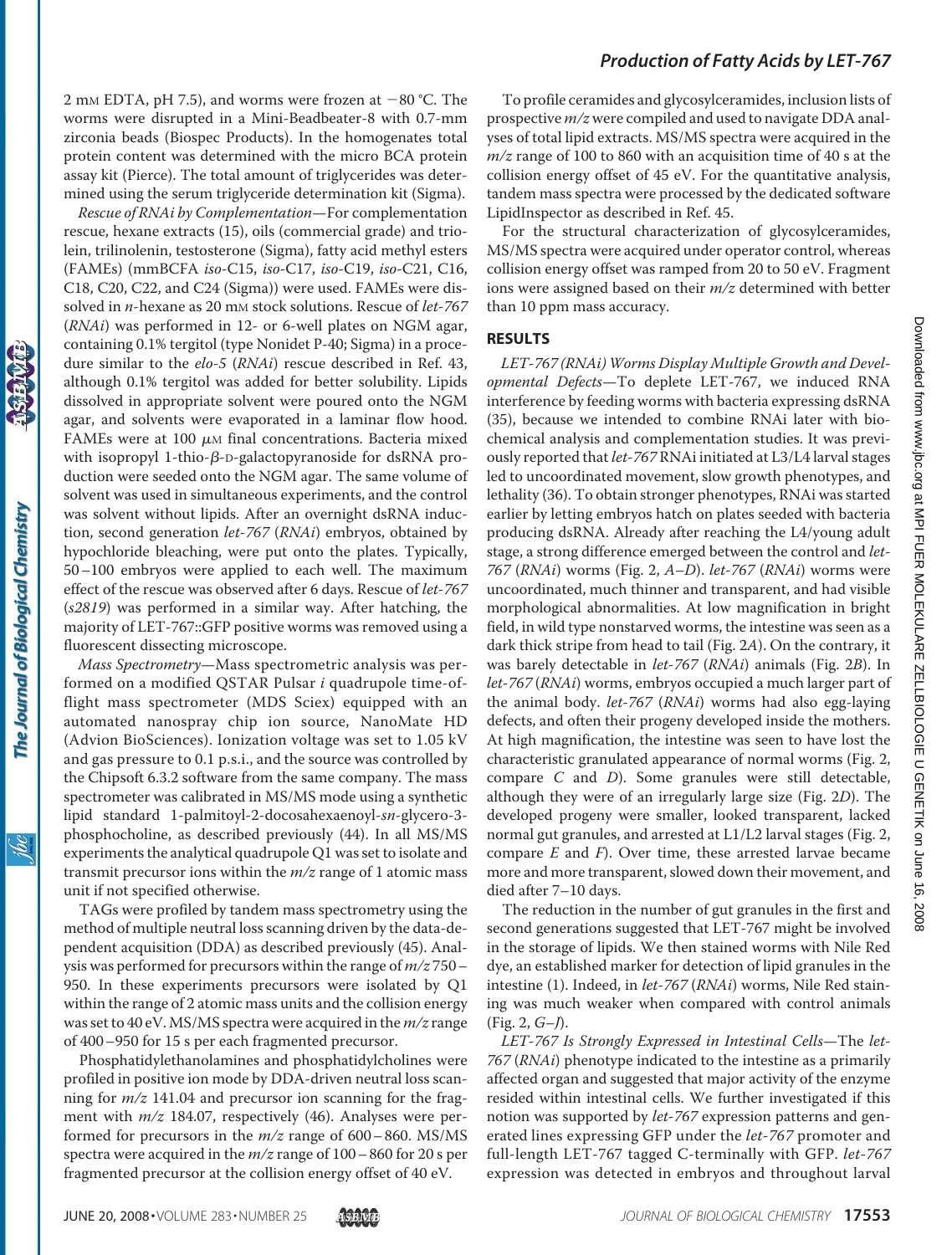2 mM EDTA, pH 7.5), and worms were frozen at −80 °C. The worms were disrupted in a Mini-Beadbeater-8 with 0.7-mm zirconia beads (Biospec Products). In the homogenates total protein content was determined with the micro BCA protein assay kit (Pierce). The total amount of triglycerides was determined using the serum triglyceride determination kit (Sigma).

*Rescue of RNAi by Complementation*—For complementation rescue, hexane extracts (15), oils (commercial grade) and triolein, trilinolenin, testosterone (Sigma), fatty acid methyl esters (FAMEs) (mmBCFA *iso*-C15, *iso*-C17, *iso*-C19, *iso*-C21, C16, C18, C20, C22, and C24 (Sigma)) were used. FAMEs were dissolved in *n*-hexane as 20 mM stock solutions. Rescue of *let-767* (*RNAi*) was performed in 12- or 6-well plates on NGM agar, containing 0.1% tergitol (type Nonidet P-40; Sigma) in a procedure similar to the *elo-5* (*RNAi*) rescue described in Ref. 43, although 0.1% tergitol was added for better solubility. Lipids dissolved in appropriate solvent were poured onto the NGM agar, and solvents were evaporated in a laminar flow hood. FAMEs were at 100 μM final concentrations. Bacteria mixed with isopropyl 1-thio-β-D-galactopyranoside for dsRNA production were seeded onto the NGM agar. The same volume of solvent was used in simultaneous experiments, and the control was solvent without lipids. After an overnight dsRNA induction, second generation *let-767* (*RNAi*) embryos, obtained by hypochloride bleaching, were put onto the plates. Typically, 50–100 embryos were applied to each well. The maximum effect of the rescue was observed after 6 days. Rescue of *let-767* (*s2819*) was performed in a similar way. After hatching, the majority of LET-767::GFP positive worms was removed using a fluorescent dissecting microscope.

*Mass Spectrometry*—Mass spectrometric analysis was performed on a modified QSTAR Pulsar *i* quadrupole time-of-flight mass spectrometer (MDS Sciex) equipped with an automated nanospray chip ion source, NanoMate HD (Advion BioSciences). Ionization voltage was set to 1.05 kV and gas pressure to 0.1 p.s.i., and the source was controlled by the Chipsoft 6.3.2 software from the same company. The mass spectrometer was calibrated in MS/MS mode using a synthetic lipid standard 1-palmitoyl-2-docosahexaenoyl-*sn*-glycero-3-phosphocholine, as described previously (44). In all MS/MS experiments the analytical quadrupole Q1 was set to isolate and transmit precursor ions within the *m/z* range of 1 atomic mass unit if not specified otherwise.

TAGs were profiled by tandem mass spectrometry using the method of multiple neutral loss scanning driven by the data-dependent acquisition (DDA) as described previously (45). Analysis was performed for precursors within the range of *m/z* 750–950. In these experiments precursors were isolated by Q1 within the range of 2 atomic mass units and the collision energy was set to 40 eV. MS/MS spectra were acquired in the *m/z* range of 400–950 for 15 s per each fragmented precursor.

Phosphatidylethanolamines and phosphatidylcholines were profiled in positive ion mode by DDA-driven neutral loss scanning for *m/z* 141.04 and precursor ion scanning for the fragment with *m/z* 184.07, respectively (46). Analyses were performed for precursors in the *m/z* range of 600–860. MS/MS spectra were acquired in the *m/z* range of 100–860 for 20 s per fragmented precursor at the collision energy offset of 40 eV.

To profile ceramides and glycosylceramides, inclusion lists of prospective *m/z* were compiled and used to navigate DDA analyses of total lipid extracts. MS/MS spectra were acquired in the *m/z* range of 100 to 860 with an acquisition time of 40 s at the collision energy offset of 45 eV. For the quantitative analysis, tandem mass spectra were processed by the dedicated software LipidInspector as described in Ref. 45.

For the structural characterization of glycosylceramides, MS/MS spectra were acquired under operator control, whereas collision energy offset was ramped from 20 to 50 eV. Fragment ions were assigned based on their *m/z* determined with better than 10 ppm mass accuracy.

## RESULTS

*LET-767 (RNAi) Worms Display Multiple Growth and Developmental Defects*—To deplete LET-767, we induced RNA interference by feeding worms with bacteria expressing dsRNA (35), because we intended to combine RNAi later with biochemical analysis and complementation studies. It was previously reported that *let-767* RNAi initiated at L3/L4 larval stages led to uncoordinated movement, slow growth phenotypes, and lethality (36). To obtain stronger phenotypes, RNAi was started earlier by letting embryos hatch on plates seeded with bacteria producing dsRNA. Already after reaching the L4/young adult stage, a strong difference emerged between the control and *let-767* (*RNAi*) worms (Fig. 2, *A*–*D*). *let-767* (*RNAi*) worms were uncoordinated, much thinner and transparent, and had visible morphological abnormalities. At low magnification in bright field, in wild type nonstarved worms, the intestine was seen as a dark thick stripe from head to tail (Fig. 2*A*). On the contrary, it was barely detectable in *let-767* (*RNAi*) animals (Fig. 2*B*). In *let-767* (*RNAi*) worms, embryos occupied a much larger part of the animal body. *let-767* (*RNAi*) worms had also egg-laying defects, and often their progeny developed inside the mothers. At high magnification, the intestine was seen to have lost the characteristic granulated appearance of normal worms (Fig. 2, compare *C* and *D*). Some granules were still detectable, although they were of an irregularly large size (Fig. 2*D*). The developed progeny were smaller, looked transparent, lacked normal gut granules, and arrested at L1/L2 larval stages (Fig. 2, compare *E* and *F*). Over time, these arrested larvae became more and more transparent, slowed down their movement, and died after 7–10 days.

The reduction in the number of gut granules in the first and second generations suggested that LET-767 might be involved in the storage of lipids. We then stained worms with Nile Red dye, an established marker for detection of lipid granules in the intestine (1). Indeed, in *let-767* (*RNAi*) worms, Nile Red staining was much weaker when compared with control animals (Fig. 2, *G*–*J*).

*LET-767 Is Strongly Expressed in Intestinal Cells*—The *let-767* (*RNAi*) phenotype indicated to the intestine as a primarily affected organ and suggested that major activity of the enzyme resided within intestinal cells. We further investigated if this notion was supported by *let-767* expression patterns and generated lines expressing GFP under the *let-767* promoter and full-length LET-767 tagged C-terminally with GFP. *let-767* expression was detected in embryos and throughout larval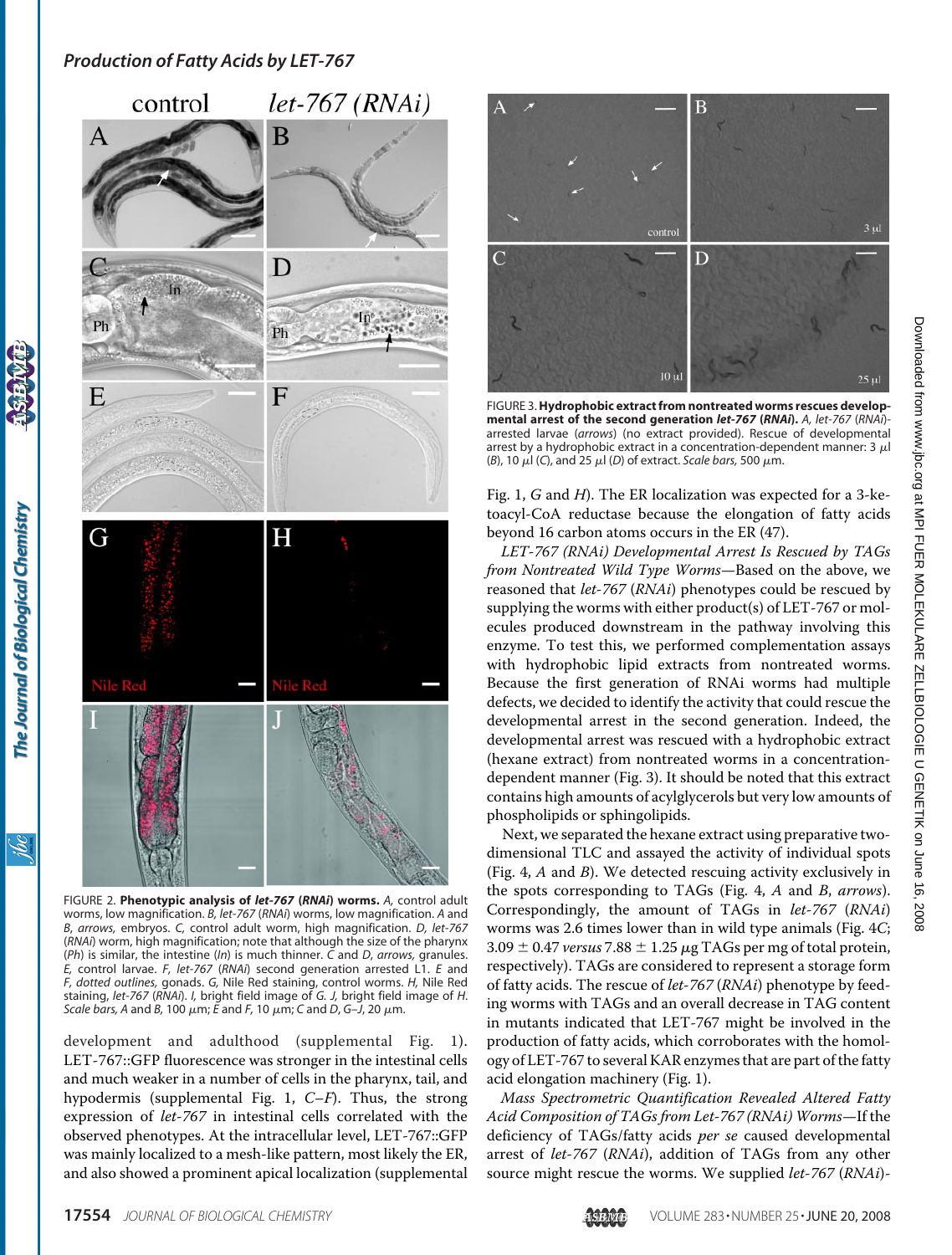FIGURE 2. **Phenotypic analysis of *let-767* (*RNAi*) worms.** *A*, control adult worms, low magnification. *B*, *let-767* (*RNAi*) worms, low magnification. *A* and *B*, *arrows*, embryos. *C*, control adult worm, high magnification. *D*, *let-767* (*RNAi*) worm, high magnification; note that although the size of the pharynx (*Ph*) is similar, the intestine (*In*) is much thinner. *C* and *D*, *arrows*, granules. *E*, control larvae. *F*, *let-767* (*RNAi*) second generation arrested L1. *E* and *F*, *dotted outlines*, gonads. *G*, Nile Red staining, control worms. *H*, Nile Red staining, *let-767* (*RNAi*). *I*, bright field image of *G*. *J*, bright field image of *H*. *Scale bars*, *A* and *B*, 100 μm; *E* and *F*, 10 μm; *C* and *D*, *G–J*, 20 μm.

development and adulthood (supplemental Fig. 1). LET-767::GFP fluorescence was stronger in the intestinal cells and much weaker in a number of cells in the pharynx, tail, and hypodermis (supplemental Fig. 1, *C–F*). Thus, the strong expression of *let-767* in intestinal cells correlated with the observed phenotypes. At the intracellular level, LET-767::GFP was mainly localized to a mesh-like pattern, most likely the ER, and also showed a prominent apical localization (supplemental Fig. 1, *G* and *H*). The ER localization was expected for a 3-ketoacyl-CoA reductase because the elongation of fatty acids beyond 16 carbon atoms occurs in the ER (47).

FIGURE 3. **Hydrophobic extract from nontreated worms rescues developmental arrest of the second generation *let-767* (*RNAi*).** *A*, *let-767* (*RNAi*)-arrested larvae (*arrows*) (no extract provided). Rescue of developmental arrest by a hydrophobic extract in a concentration-dependent manner: 3 μl (*B*), 10 μl (*C*), and 25 μl (*D*) of extract. *Scale bars*, 500 μm.

*LET-767 (RNAi) Developmental Arrest Is Rescued by TAGs from Nontreated Wild Type Worms*—Based on the above, we reasoned that *let-767* (*RNAi*) phenotypes could be rescued by supplying the worms with either product(s) of LET-767 or molecules produced downstream in the pathway involving this enzyme. To test this, we performed complementation assays with hydrophobic lipid extracts from nontreated worms. Because the first generation of RNAi worms had multiple defects, we decided to identify the activity that could rescue the developmental arrest in the second generation. Indeed, the developmental arrest was rescued with a hydrophobic extract (hexane extract) from nontreated worms in a concentration-dependent manner (Fig. 3). It should be noted that this extract contains high amounts of acylglycerols but very low amounts of phospholipids or sphingolipids.

Next, we separated the hexane extract using preparative two-dimensional TLC and assayed the activity of individual spots (Fig. 4, *A* and *B*). We detected rescuing activity exclusively in the spots corresponding to TAGs (Fig. 4, *A* and *B*, *arrows*). Correspondingly, the amount of TAGs in *let-767* (*RNAi*) worms was 2.6 times lower than in wild type animals (Fig. 4*C*; 3.09 ± 0.47 *versus* 7.88 ± 1.25 μg TAGs per mg of total protein, respectively). TAGs are considered to represent a storage form of fatty acids. The rescue of *let-767* (*RNAi*) phenotype by feeding worms with TAGs and an overall decrease in TAG content in mutants indicated that LET-767 might be involved in the production of fatty acids, which corroborates with the homology of LET-767 to several KAR enzymes that are part of the fatty acid elongation machinery (Fig. 1).

*Mass Spectrometric Quantification Revealed Altered Fatty Acid Composition of TAGs from Let-767 (RNAi) Worms*—If the deficiency of TAGs/fatty acids *per se* caused developmental arrest of *let-767* (*RNAi*), addition of TAGs from any other source might rescue the worms. We supplied *let-767* (*RNAi*)-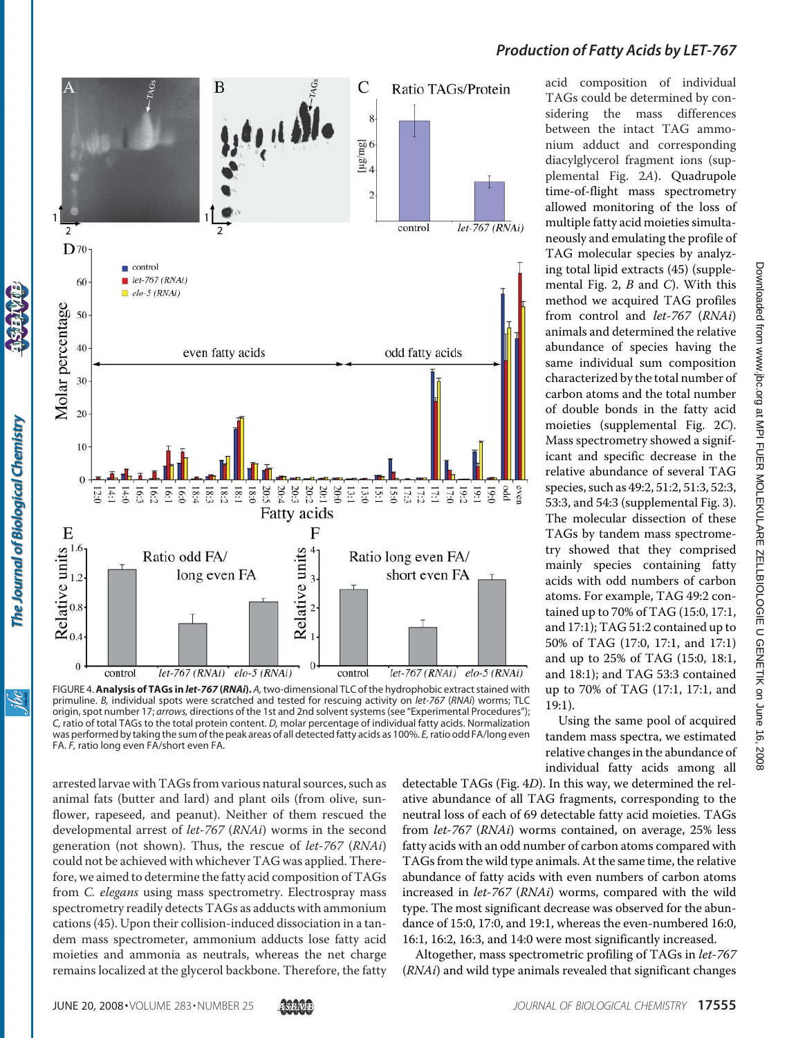FIGURE 4. **Analysis of TAGs in *let-767* (*RNAi*).** *A*, two-dimensional TLC of the hydrophobic extract stained with primuline. *B*, individual spots were scratched and tested for rescuing activity on *let-767* (*RNAi*) worms; TLC origin, spot number 17; *arrows*, directions of the 1st and 2nd solvent systems (see "Experimental Procedures"); *C*, ratio of total TAGs to the total protein content. *D*, molar percentage of individual fatty acids. Normalization was performed by taking the sum of the peak areas of all detected fatty acids as 100%. *E*, ratio odd FA/long even FA. *F*, ratio long even FA/short even FA.

arrested larvae with TAGs from various natural sources, such as animal fats (butter and lard) and plant oils (from olive, sunflower, rapeseed, and peanut). Neither of them rescued the developmental arrest of *let-767* (*RNAi*) worms in the second generation (not shown). Thus, the rescue of *let-767* (*RNAi*) could not be achieved with whichever TAG was applied. Therefore, we aimed to determine the fatty acid composition of TAGs from *C. elegans* using mass spectrometry. Electrospray mass spectrometry readily detects TAGs as adducts with ammonium cations (45). Upon their collision-induced dissociation in a tandem mass spectrometer, ammonium adducts lose fatty acid moieties and ammonia as neutrals, whereas the net charge remains localized at the glycerol backbone. Therefore, the fatty acid composition of individual TAGs could be determined by considering the mass differences between the intact TAG ammonium adduct and corresponding diacylglycerol fragment ions (supplemental Fig. 2*A*). Quadrupole time-of-flight mass spectrometry allowed monitoring of the loss of multiple fatty acid moieties simultaneously and emulating the profile of TAG molecular species by analyzing total lipid extracts (45) (supplemental Fig. 2, *B* and *C*). With this method we acquired TAG profiles from control and *let-767* (*RNAi*) animals and determined the relative abundance of species having the same individual sum composition characterized by the total number of carbon atoms and the total number of double bonds in the fatty acid moieties (supplemental Fig. 2*C*). Mass spectrometry showed a significant and specific decrease in the relative abundance of several TAG species, such as 49:2, 51:2, 51:3, 52:3, 53:3, and 54:3 (supplemental Fig. 3). The molecular dissection of these TAGs by tandem mass spectrometry showed that they comprised mainly species containing fatty acids with odd numbers of carbon atoms. For example, TAG 49:2 contained up to 70% of TAG (15:0, 17:1, and 17:1); TAG 51:2 contained up to 50% of TAG (17:0, 17:1, and 17:1) and up to 25% of TAG (15:0, 18:1, and 18:1); and TAG 53:3 contained up to 70% of TAG (17:1, 17:1, and 19:1).

Using the same pool of acquired tandem mass spectra, we estimated relative changes in the abundance of individual fatty acids among all detectable TAGs (Fig. 4*D*). In this way, we determined the relative abundance of all TAG fragments, corresponding to the neutral loss of each of 69 detectable fatty acid moieties. TAGs from *let-767* (*RNAi*) worms contained, on average, 25% less fatty acids with an odd number of carbon atoms compared with TAGs from the wild type animals. At the same time, the relative abundance of fatty acids with even numbers of carbon atoms increased in *let-767* (*RNAi*) worms, compared with the wild type. The most significant decrease was observed for the abundance of 15:0, 17:0, and 19:1, whereas the even-numbered 16:0, 16:1, 16:2, 16:3, and 14:0 were most significantly increased.

Altogether, mass spectrometric profiling of TAGs in *let-767* (*RNAi*) and wild type animals revealed that significant changes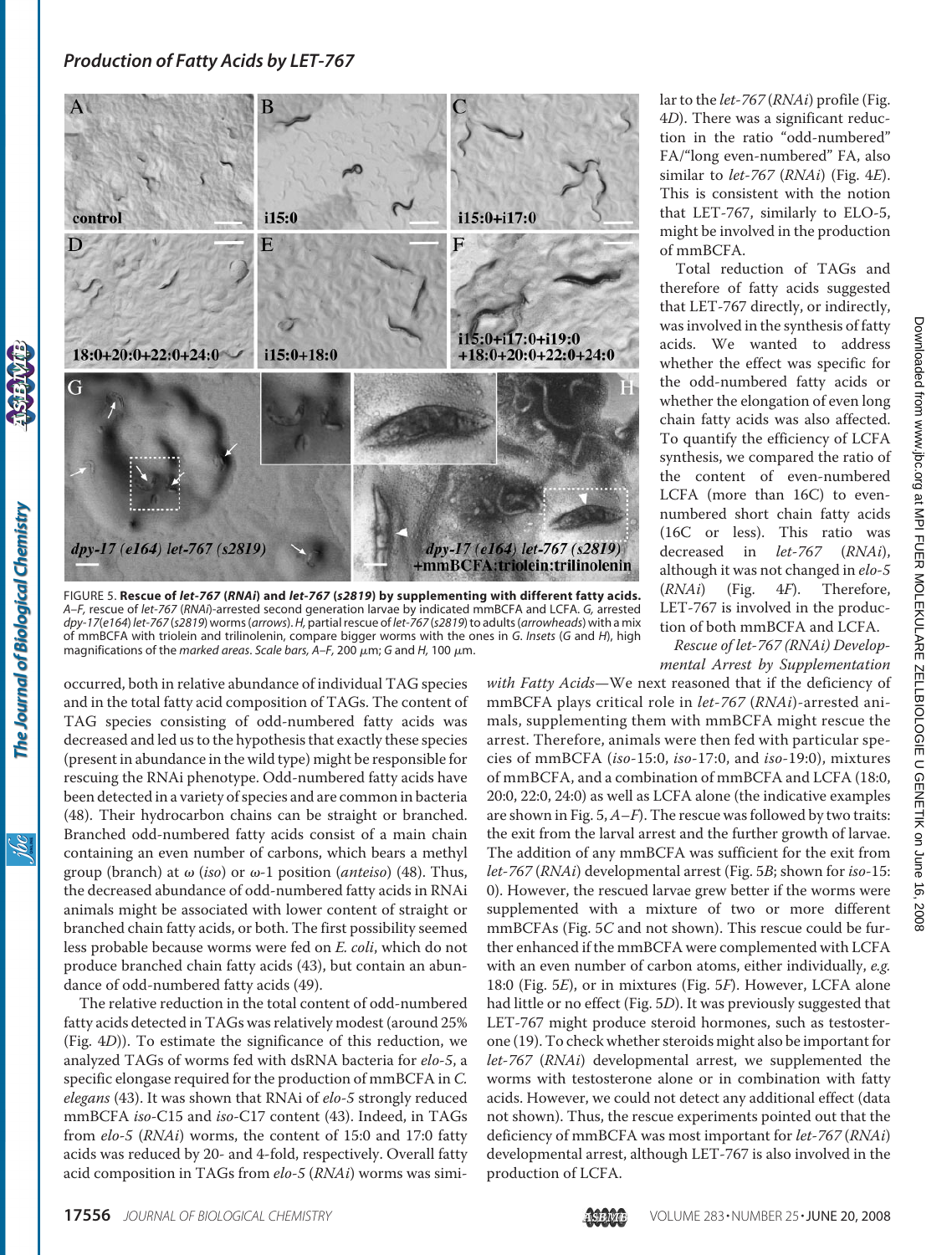FIGURE 5. **Rescue of *let-767 (RNAi)* and *let-767 (s2819)* by supplementing with different fatty acids.** *A–F*, rescue of *let-767* (*RNAi*)-arrested second generation larvae by indicated mmBCFA and LCFA. *G*, arrested *dpy-17*(*e164*) *let-767* (*s2819*) worms (*arrows*). *H*, partial rescue of *let-767* (*s2819*) to adults (*arrowheads*) with a mix of mmBCFA with triolein and trilinolenin, compare bigger worms with the ones in *G*. *Insets* (*G* and *H*), high magnifications of the *marked areas*. *Scale bars, A–F*, 200 μm; *G* and *H*, 100 μm.

occurred, both in relative abundance of individual TAG species and in the total fatty acid composition of TAGs. The content of TAG species consisting of odd-numbered fatty acids was decreased and led us to the hypothesis that exactly these species (present in abundance in the wild type) might be responsible for rescuing the RNAi phenotype. Odd-numbered fatty acids have been detected in a variety of species and are common in bacteria (48). Their hydrocarbon chains can be straight or branched. Branched odd-numbered fatty acids consist of a main chain containing an even number of carbons, which bears a methyl group (branch) at ω (*iso*) or ω-1 position (*anteiso*) (48). Thus, the decreased abundance of odd-numbered fatty acids in RNAi animals might be associated with lower content of straight or branched chain fatty acids, or both. The first possibility seemed less probable because worms were fed on *E. coli*, which do not produce branched chain fatty acids (43), but contain an abundance of odd-numbered fatty acids (49).

The relative reduction in the total content of odd-numbered fatty acids detected in TAGs was relatively modest (around 25% (Fig. 4*D*)). To estimate the significance of this reduction, we analyzed TAGs of worms fed with dsRNA bacteria for *elo-5*, a specific elongase required for the production of mmBCFA in *C. elegans* (43). It was shown that RNAi of *elo-5* strongly reduced mmBCFA *iso*-C15 and *iso*-C17 content (43). Indeed, in TAGs from *elo-5* (*RNAi*) worms, the content of 15:0 and 17:0 fatty acids was reduced by 20- and 4-fold, respectively. Overall fatty acid composition in TAGs from *elo-5* (*RNAi*) worms was similar to the *let-767* (*RNAi*) profile (Fig. 4*D*). There was a significant reduction in the ratio "odd-numbered" FA/"long even-numbered" FA, also similar to *let-767* (*RNAi*) (Fig. 4*E*). This is consistent with the notion that LET-767, similarly to ELO-5, might be involved in the production of mmBCFA.

Total reduction of TAGs and therefore of fatty acids suggested that LET-767 directly, or indirectly, was involved in the synthesis of fatty acids. We wanted to address whether the effect was specific for the odd-numbered fatty acids or whether the elongation of even long chain fatty acids was also affected. To quantify the efficiency of LCFA synthesis, we compared the ratio of the content of even-numbered LCFA (more than 16C) to even-numbered short chain fatty acids (16C or less). This ratio was decreased in *let-767* (*RNAi*), although it was not changed in *elo-5* (*RNAi*) (Fig. 4*F*). Therefore, LET-767 is involved in the production of both mmBCFA and LCFA.

*Rescue of let-767 (RNAi) Developmental Arrest by Supplementation with Fatty Acids*—We next reasoned that if the deficiency of mmBCFA plays critical role in *let-767* (*RNAi*)-arrested animals, supplementing them with mmBCFA might rescue the arrest. Therefore, animals were then fed with particular species of mmBCFA (*iso*-15:0, *iso*-17:0, and *iso*-19:0), mixtures of mmBCFA, and a combination of mmBCFA and LCFA (18:0, 20:0, 22:0, 24:0) as well as LCFA alone (the indicative examples are shown in Fig. 5, *A–F*). The rescue was followed by two traits: the exit from the larval arrest and the further growth of larvae. The addition of any mmBCFA was sufficient for the exit from *let-767* (*RNAi*) developmental arrest (Fig. 5*B*; shown for *iso*-15:0). However, the rescued larvae grew better if the worms were supplemented with a mixture of two or more different mmBCFAs (Fig. 5*C* and not shown). This rescue could be further enhanced if the mmBCFA were complemented with LCFA with an even number of carbon atoms, either individually, *e.g.* 18:0 (Fig. 5*E*), or in mixtures (Fig. 5*F*). However, LCFA alone had little or no effect (Fig. 5*D*). It was previously suggested that LET-767 might produce steroid hormones, such as testosterone (19). To check whether steroids might also be important for *let-767* (*RNAi*) developmental arrest, we supplemented the worms with testosterone alone or in combination with fatty acids. However, we could not detect any additional effect (data not shown). Thus, the rescue experiments pointed out that the deficiency of mmBCFA was most important for *let-767* (*RNAi*) developmental arrest, although LET-767 is also involved in the production of LCFA.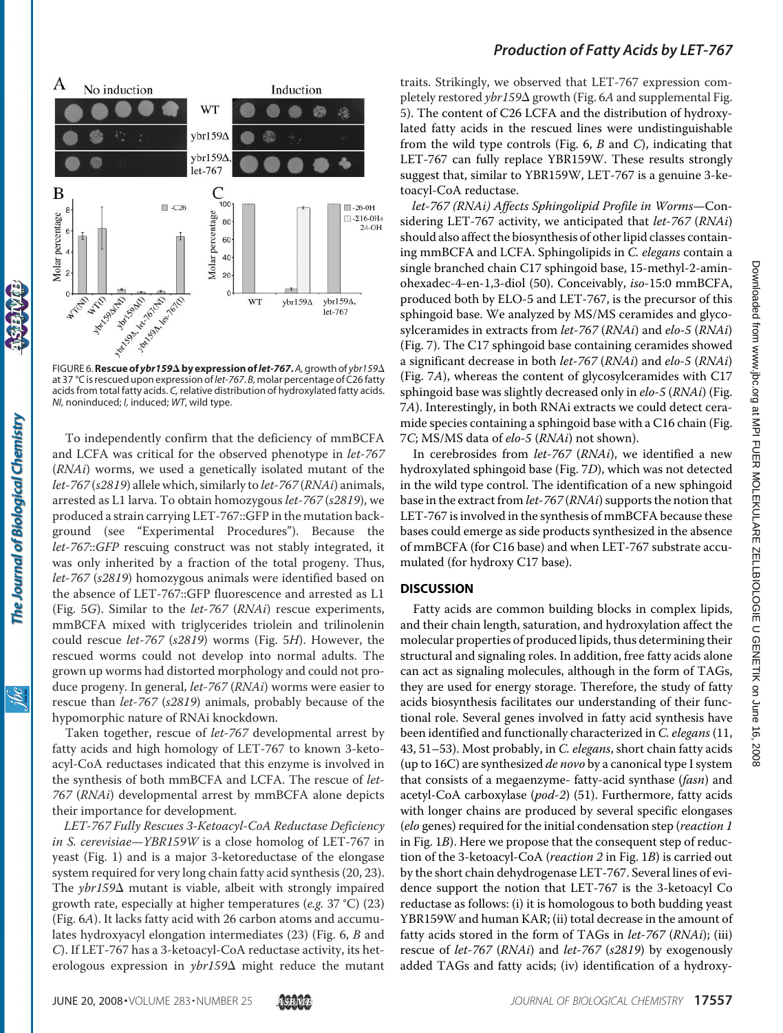FIGURE 6. **Rescue of *ybr159Δ* by expression of *let-767*.** *A*, growth of *ybr159Δ* at 37 °C is rescued upon expression of *let-767*. *B*, molar percentage of C26 fatty acids from total fatty acids. *C*, relative distribution of hydroxylated fatty acids. *NI*, noninduced; *I*, induced; *WT*, wild type.

To independently confirm that the deficiency of mmBCFA and LCFA was critical for the observed phenotype in *let-767* (*RNAi*) worms, we used a genetically isolated mutant of the *let-767* (*s2819*) allele which, similarly to *let-767* (*RNAi*) animals, arrested as L1 larva. To obtain homozygous *let-767* (*s2819*), we produced a strain carrying LET-767::GFP in the mutation background (see "Experimental Procedures"). Because the *let-767*::*GFP* rescuing construct was not stably integrated, it was only inherited by a fraction of the total progeny. Thus, *let-767* (*s2819*) homozygous animals were identified based on the absence of LET-767::GFP fluorescence and arrested as L1 (Fig. 5*G*). Similar to the *let-767* (*RNAi*) rescue experiments, mmBCFA mixed with triglycerides triolein and trilinolenin could rescue *let-767* (*s2819*) worms (Fig. 5*H*). However, the rescued worms could not develop into normal adults. The grown up worms had distorted morphology and could not produce progeny. In general, *let-767* (*RNAi*) worms were easier to rescue than *let-767* (*s2819*) animals, probably because of the hypomorphic nature of RNAi knockdown.

Taken together, rescue of *let-767* developmental arrest by fatty acids and high homology of LET-767 to known 3-ketoacyl-CoA reductases indicated that this enzyme is involved in the synthesis of both mmBCFA and LCFA. The rescue of *let-767* (*RNAi*) developmental arrest by mmBCFA alone depicts their importance for development.

*LET-767 Fully Rescues 3-Ketoacyl-CoA Reductase Deficiency in S. cerevisiae*—*YBR159W* is a close homolog of LET-767 in yeast (Fig. 1) and is a major 3-ketoreductase of the elongase system required for very long chain fatty acid synthesis (20, 23). The *ybr159Δ* mutant is viable, albeit with strongly impaired growth rate, especially at higher temperatures (*e.g.* 37 °C) (23) (Fig. 6*A*). It lacks fatty acid with 26 carbon atoms and accumulates hydroxyacyl elongation intermediates (23) (Fig. 6, *B* and *C*). If LET-767 has a 3-ketoacyl-CoA reductase activity, its heterologous expression in *ybr159Δ* might reduce the mutant traits. Strikingly, we observed that LET-767 expression completely restored *ybr159Δ* growth (Fig. 6*A* and supplemental Fig. 5). The content of C26 LCFA and the distribution of hydroxylated fatty acids in the rescued lines were undistinguishable from the wild type controls (Fig. 6, *B* and *C*), indicating that LET-767 can fully replace YBR159W. These results strongly suggest that, similar to YBR159W, LET-767 is a genuine 3-ketoacyl-CoA reductase.

*let-767 (RNAi) Affects Sphingolipid Profile in Worms*—Considering LET-767 activity, we anticipated that *let-767* (*RNAi*) should also affect the biosynthesis of other lipid classes containing mmBCFA and LCFA. Sphingolipids in *C. elegans* contain a single branched chain C17 sphingoid base, 15-methyl-2-aminohexadec-4-en-1,3-diol (50). Conceivably, *iso*-15:0 mmBCFA, produced both by ELO-5 and LET-767, is the precursor of this sphingoid base. We analyzed by MS/MS ceramides and glycosylceramides in extracts from *let-767* (*RNAi*) and *elo-5* (*RNAi*) (Fig. 7). The C17 sphingoid base containing ceramides showed a significant decrease in both *let-767* (*RNAi*) and *elo-5* (*RNAi*) (Fig. 7*A*), whereas the content of glycosylceramides with C17 sphingoid base was slightly decreased only in *elo-5* (*RNAi*) (Fig. 7*A*). Interestingly, in both RNAi extracts we could detect ceramide species containing a sphingoid base with a C16 chain (Fig. 7*C*; MS/MS data of *elo-5* (*RNAi*) not shown).

In cerebrosides from *let-767* (*RNAi*), we identified a new hydroxylated sphingoid base (Fig. 7*D*), which was not detected in the wild type control. The identification of a new sphingoid base in the extract from *let-767* (*RNAi*) supports the notion that LET-767 is involved in the synthesis of mmBCFA because these bases could emerge as side products synthesized in the absence of mmBCFA (for C16 base) and when LET-767 substrate accumulated (for hydroxy C17 base).

## DISCUSSION

Fatty acids are common building blocks in complex lipids, and their chain length, saturation, and hydroxylation affect the molecular properties of produced lipids, thus determining their structural and signaling roles. In addition, free fatty acids alone can act as signaling molecules, although in the form of TAGs, they are used for energy storage. Therefore, the study of fatty acids biosynthesis facilitates our understanding of their functional role. Several genes involved in fatty acid synthesis have been identified and functionally characterized in *C. elegans* (11, 43, 51–53). Most probably, in *C. elegans*, short chain fatty acids (up to 16C) are synthesized *de novo* by a canonical type I system that consists of a megaenzyme- fatty-acid synthase (*fasn*) and acetyl-CoA carboxylase (*pod-2*) (51). Furthermore, fatty acids with longer chains are produced by several specific elongases (*elo* genes) required for the initial condensation step (*reaction 1* in Fig. 1*B*). Here we propose that the consequent step of reduction of the 3-ketoacyl-CoA (*reaction 2* in Fig. 1*B*) is carried out by the short chain dehydrogenase LET-767. Several lines of evidence support the notion that LET-767 is the 3-ketoacyl Co reductase as follows: (i) it is homologous to both budding yeast YBR159W and human KAR; (ii) total decrease in the amount of fatty acids stored in the form of TAGs in *let-767* (*RNAi*); (iii) rescue of *let-767* (*RNAi*) and *let-767* (*s2819*) by exogenously added TAGs and fatty acids; (iv) identification of a hydroxy-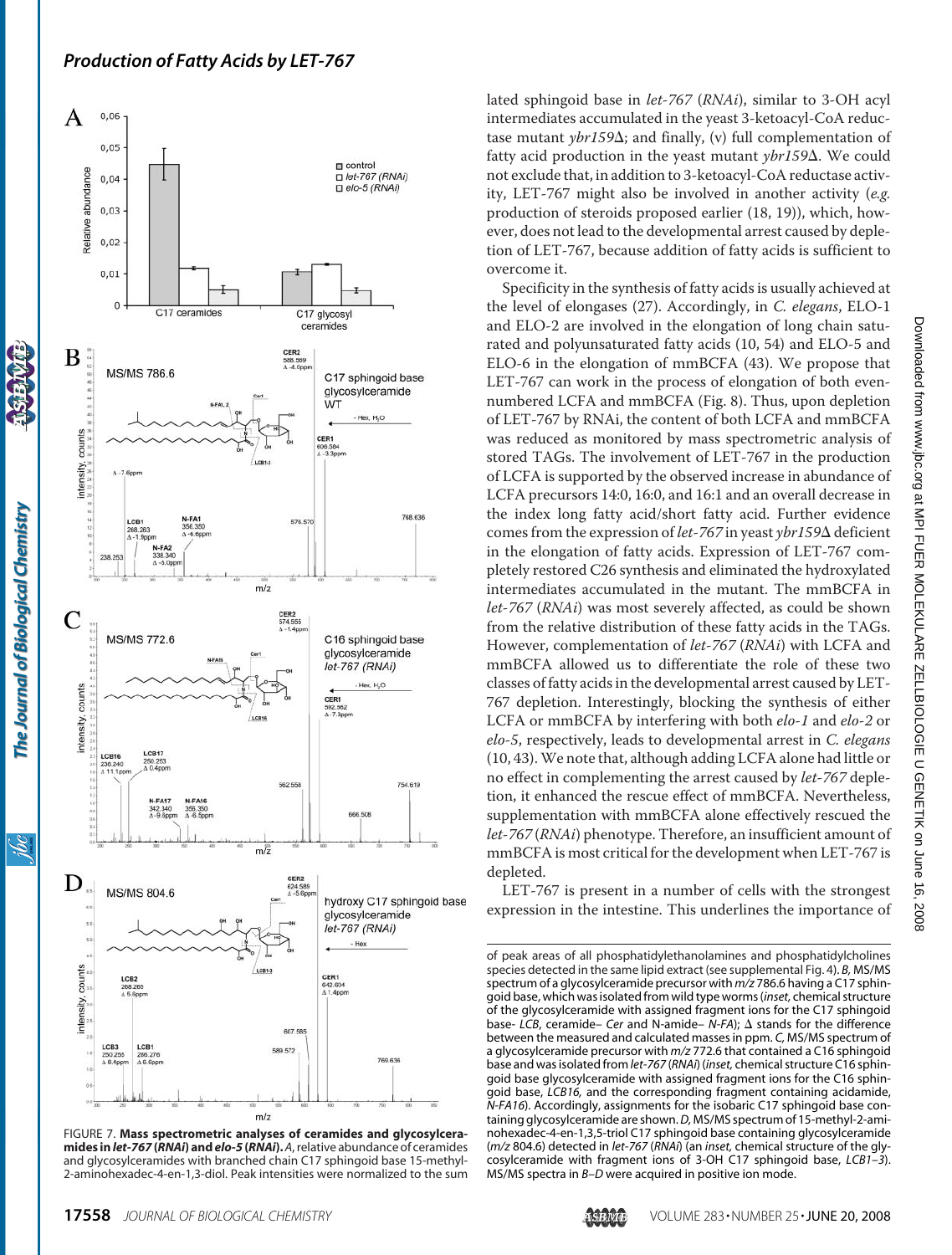lated sphingoid base in *let-767* (*RNAi*), similar to 3-OH acyl intermediates accumulated in the yeast 3-ketoacyl-CoA reductase mutant *ybr159*Δ; and finally, (v) full complementation of fatty acid production in the yeast mutant *ybr159*Δ. We could not exclude that, in addition to 3-ketoacyl-CoA reductase activity, LET-767 might also be involved in another activity (*e.g.* production of steroids proposed earlier (18, 19)), which, however, does not lead to the developmental arrest caused by depletion of LET-767, because addition of fatty acids is sufficient to overcome it.

Specificity in the synthesis of fatty acids is usually achieved at the level of elongases (27). Accordingly, in *C. elegans*, ELO-1 and ELO-2 are involved in the elongation of long chain saturated and polyunsaturated fatty acids (10, 54) and ELO-5 and ELO-6 in the elongation of mmBCFA (43). We propose that LET-767 can work in the process of elongation of both even-numbered LCFA and mmBCFA (Fig. 8). Thus, upon depletion of LET-767 by RNAi, the content of both LCFA and mmBCFA was reduced as monitored by mass spectrometric analysis of stored TAGs. The involvement of LET-767 in the production of LCFA is supported by the observed increase in abundance of LCFA precursors 14:0, 16:0, and 16:1 and an overall decrease in the index long fatty acid/short fatty acid. Further evidence comes from the expression of *let-767* in yeast *ybr159*Δ deficient in the elongation of fatty acids. Expression of LET-767 completely restored C26 synthesis and eliminated the hydroxylated intermediates accumulated in the mutant. The mmBCFA in *let-767* (*RNAi*) was most severely affected, as could be shown from the relative distribution of these fatty acids in the TAGs. However, complementation of *let-767* (*RNAi*) with LCFA and mmBCFA allowed us to differentiate the role of these two classes of fatty acids in the developmental arrest caused by LET-767 depletion. Interestingly, blocking the synthesis of either LCFA or mmBCFA by interfering with both *elo-1* and *elo-2* or *elo-5*, respectively, leads to developmental arrest in *C. elegans* (10, 43). We note that, although adding LCFA alone had little or no effect in complementing the arrest caused by *let-767* depletion, it enhanced the rescue effect of mmBCFA. Nevertheless, supplementation with mmBCFA alone effectively rescued the *let-767* (*RNAi*) phenotype. Therefore, an insufficient amount of mmBCFA is most critical for the development when LET-767 is depleted.

LET-767 is present in a number of cells with the strongest expression in the intestine. This underlines the importance of

FIGURE 7. **Mass spectrometric analyses of ceramides and glycosylceramides in *let-767* (*RNAi*) and *elo-5* (*RNAi*).** *A*, relative abundance of ceramides and glycosylceramides with branched chain C17 sphingoid base 15-methyl-2-aminohexadec-4-en-1,3-diol. Peak intensities were normalized to the sum of peak areas of all phosphatidylethanolamines and phosphatidylcholines species detected in the same lipid extract (see supplemental Fig. 4). *B*, MS/MS spectrum of a glycosylceramide precursor with *m/z* 786.6 having a C17 sphingoid base, which was isolated from wild type worms (*inset,* chemical structure of the glycosylceramide with assigned fragment ions for the C17 sphingoid base- *LCB*, ceramide– *Cer* and N-amide– *N-FA*); Δ stands for the difference between the measured and calculated masses in ppm. *C*, MS/MS spectrum of a glycosylceramide precursor with *m/z* 772.6 that contained a C16 sphingoid base and was isolated from *let-767* (*RNAi*) (*inset,* chemical structure C16 sphingoid base glycosylceramide with assigned fragment ions for the C16 sphingoid base, *LCB16,* and the corresponding fragment containing acidamide, *N-FA16*). Accordingly, assignments for the isobaric C17 sphingoid base containing glycosylceramide are shown. *D*, MS/MS spectrum of 15-methyl-2-aminohexadec-4-en-1,3,5-triol C17 sphingoid base containing glycosylceramide (*m/z* 804.6) detected in *let-767* (*RNAi*) (an *inset,* chemical structure of the glycosylceramide with fragment ions of 3-OH C17 sphingoid base, *LCB1–3*). MS/MS spectra in *B–D* were acquired in positive ion mode.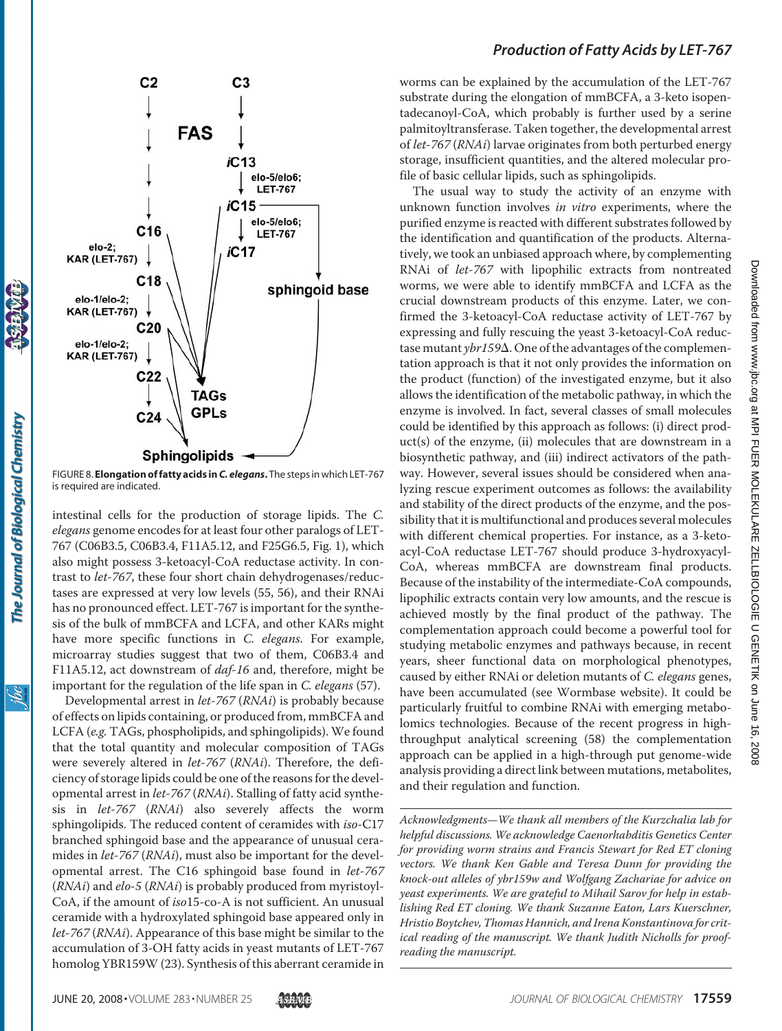FIGURE 8. **Elongation of fatty acids in *C. elegans*.** The steps in which LET-767 is required are indicated.

intestinal cells for the production of storage lipids. The *C. elegans* genome encodes for at least four other paralogs of LET-767 (C06B3.5, C06B3.4, F11A5.12, and F25G6.5, Fig. 1), which also might possess 3-ketoacyl-CoA reductase activity. In contrast to *let-767*, these four short chain dehydrogenases/reductases are expressed at very low levels (55, 56), and their RNAi has no pronounced effect. LET-767 is important for the synthesis of the bulk of mmBCFA and LCFA, and other KARs might have more specific functions in *C. elegans*. For example, microarray studies suggest that two of them, C06B3.4 and F11A5.12, act downstream of *daf-16* and, therefore, might be important for the regulation of the life span in *C. elegans* (57).

Developmental arrest in *let-767* (*RNAi*) is probably because of effects on lipids containing, or produced from, mmBCFA and LCFA (*e.g.* TAGs, phospholipids, and sphingolipids). We found that the total quantity and molecular composition of TAGs were severely altered in *let-767* (*RNAi*). Therefore, the deficiency of storage lipids could be one of the reasons for the developmental arrest in *let-767* (*RNAi*). Stalling of fatty acid synthesis in *let-767* (*RNAi*) also severely affects the worm sphingolipids. The reduced content of ceramides with *iso*-C17 branched sphingoid base and the appearance of unusual ceramides in *let-767* (*RNAi*), must also be important for the developmental arrest. The C16 sphingoid base found in *let-767* (*RNAi*) and *elo-5* (*RNAi*) is probably produced from myristoyl-CoA, if the amount of *iso*15-co-A is not sufficient. An unusual ceramide with a hydroxylated sphingoid base appeared only in *let-767* (*RNAi*). Appearance of this base might be similar to the accumulation of 3-OH fatty acids in yeast mutants of LET-767 homolog YBR159W (23). Synthesis of this aberrant ceramide in worms can be explained by the accumulation of the LET-767 substrate during the elongation of mmBCFA, a 3-keto isopentadecanoyl-CoA, which probably is further used by a serine palmitoyltransferase. Taken together, the developmental arrest of *let-767* (*RNAi*) larvae originates from both perturbed energy storage, insufficient quantities, and the altered molecular profile of basic cellular lipids, such as sphingolipids.

The usual way to study the activity of an enzyme with unknown function involves *in vitro* experiments, where the purified enzyme is reacted with different substrates followed by the identification and quantification of the products. Alternatively, we took an unbiased approach where, by complementing RNAi of *let-767* with lipophilic extracts from nontreated worms, we were able to identify mmBCFA and LCFA as the crucial downstream products of this enzyme. Later, we confirmed the 3-ketoacyl-CoA reductase activity of LET-767 by expressing and fully rescuing the yeast 3-ketoacyl-CoA reductase mutant *ybr159*Δ. One of the advantages of the complementation approach is that it not only provides the information on the product (function) of the investigated enzyme, but it also allows the identification of the metabolic pathway, in which the enzyme is involved. In fact, several classes of small molecules could be identified by this approach as follows: (i) direct product(s) of the enzyme, (ii) molecules that are downstream in a biosynthetic pathway, and (iii) indirect activators of the pathway. However, several issues should be considered when analyzing rescue experiment outcomes as follows: the availability and stability of the direct products of the enzyme, and the possibility that it is multifunctional and produces several molecules with different chemical properties. For instance, as a 3-ketoacyl-CoA reductase LET-767 should produce 3-hydroxyacyl-CoA, whereas mmBCFA are downstream final products. Because of the instability of the intermediate-CoA compounds, lipophilic extracts contain very low amounts, and the rescue is achieved mostly by the final product of the pathway. The complementation approach could become a powerful tool for studying metabolic enzymes and pathways because, in recent years, sheer functional data on morphological phenotypes, caused by either RNAi or deletion mutants of *C. elegans* genes, have been accumulated (see Wormbase website). It could be particularly fruitful to combine RNAi with emerging metabolomics technologies. Because of the recent progress in high-throughput analytical screening (58) the complementation approach can be applied in a high-through put genome-wide analysis providing a direct link between mutations, metabolites, and their regulation and function.

*Acknowledgments—We thank all members of the Kurzchalia lab for helpful discussions. We acknowledge Caenorhabditis Genetics Center for providing worm strains and Francis Stewart for Red ET cloning vectors. We thank Ken Gable and Teresa Dunn for providing the knock-out alleles of ybr159w and Wolfgang Zachariae for advice on yeast experiments. We are grateful to Mihail Sarov for help in establishing Red ET cloning. We thank Suzanne Eaton, Lars Kuerschner, Hristio Boytchev, Thomas Hannich, and Irena Konstantinova for critical reading of the manuscript. We thank Judith Nicholls for proofreading the manuscript.*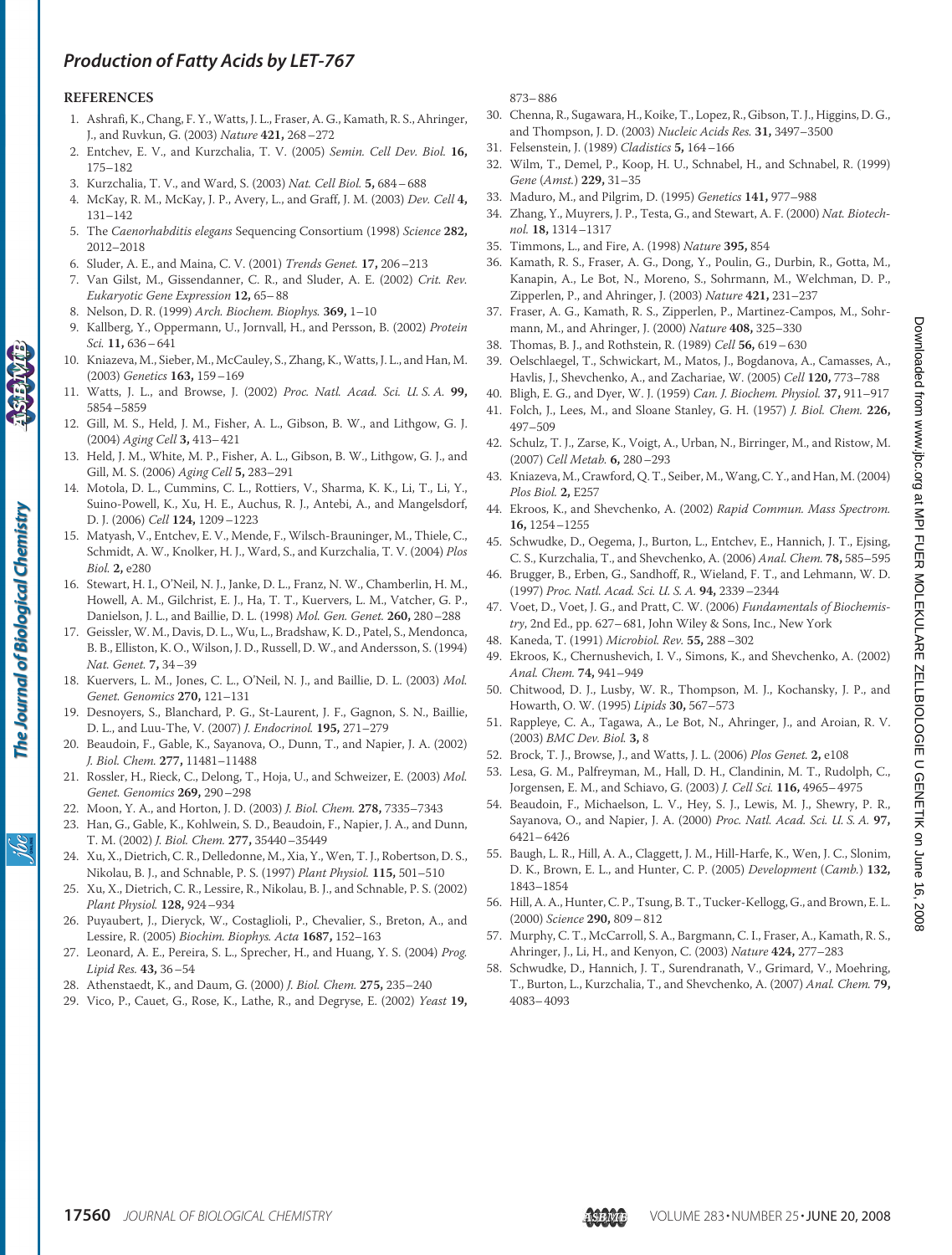## REFERENCES

1. Ashrafi, K., Chang, F. Y., Watts, J. L., Fraser, A. G., Kamath, R. S., Ahringer, J., and Ruvkun, G. (2003) *Nature* **421,** 268–272
2. Entchev, E. V., and Kurzchalia, T. V. (2005) *Semin. Cell Dev. Biol.* **16,** 175–182
3. Kurzchalia, T. V., and Ward, S. (2003) *Nat. Cell Biol.* **5,** 684–688
4. McKay, R. M., McKay, J. P., Avery, L., and Graff, J. M. (2003) *Dev. Cell* **4,** 131–142
5. The *Caenorhabditis elegans* Sequencing Consortium (1998) *Science* **282,** 2012–2018
6. Sluder, A. E., and Maina, C. V. (2001) *Trends Genet.* **17,** 206–213
7. Van Gilst, M., Gissendanner, C. R., and Sluder, A. E. (2002) *Crit. Rev. Eukaryotic Gene Expression* **12,** 65–88
8. Nelson, D. R. (1999) *Arch. Biochem. Biophys.* **369,** 1–10
9. Kallberg, Y., Oppermann, U., Jornvall, H., and Persson, B. (2002) *Protein Sci.* **11,** 636–641
10. Kniazeva, M., Sieber, M., McCauley, S., Zhang, K., Watts, J. L., and Han, M. (2003) *Genetics* **163,** 159–169
11. Watts, J. L., and Browse, J. (2002) *Proc. Natl. Acad. Sci. U. S. A.* **99,** 5854–5859
12. Gill, M. S., Held, J. M., Fisher, A. L., Gibson, B. W., and Lithgow, G. J. (2004) *Aging Cell* **3,** 413–421
13. Held, J. M., White, M. P., Fisher, A. L., Gibson, B. W., Lithgow, G. J., and Gill, M. S. (2006) *Aging Cell* **5,** 283–291
14. Motola, D. L., Cummins, C. L., Rottiers, V., Sharma, K. K., Li, T., Li, Y., Suino-Powell, K., Xu, H. E., Auchus, R. J., Antebi, A., and Mangelsdorf, D. J. (2006) *Cell* **124,** 1209–1223
15. Matyash, V., Entchev, E. V., Mende, F., Wilsch-Brauninger, M., Thiele, C., Schmidt, A. W., Knolker, H. J., Ward, S., and Kurzchalia, T. V. (2004) *Plos Biol.* **2,** e280
16. Stewart, H. I., O'Neil, N. J., Janke, D. L., Franz, N. W., Chamberlin, H. M., Howell, A. M., Gilchrist, E. J., Ha, T. T., Kuervers, L. M., Vatcher, G. P., Danielson, J. L., and Baillie, D. L. (1998) *Mol. Gen. Genet.* **260,** 280–288
17. Geissler, W. M., Davis, D. L., Wu, L., Bradshaw, K. D., Patel, S., Mendonca, B. B., Elliston, K. O., Wilson, J. D., Russell, D. W., and Andersson, S. (1994) *Nat. Genet.* **7,** 34–39
18. Kuervers, L. M., Jones, C. L., O'Neil, N. J., and Baillie, D. L. (2003) *Mol. Genet. Genomics* **270,** 121–131
19. Desnoyers, S., Blanchard, P. G., St-Laurent, J. F., Gagnon, S. N., Baillie, D. L., and Luu-The, V. (2007) *J. Endocrinol.* **195,** 271–279
20. Beaudoin, F., Gable, K., Sayanova, O., Dunn, T., and Napier, J. A. (2002) *J. Biol. Chem.* **277,** 11481–11488
21. Rossler, H., Rieck, C., Delong, T., Hoja, U., and Schweizer, E. (2003) *Mol. Genet. Genomics* **269,** 290–298
22. Moon, Y. A., and Horton, J. D. (2003) *J. Biol. Chem.* **278,** 7335–7343
23. Han, G., Gable, K., Kohlwein, S. D., Beaudoin, F., Napier, J. A., and Dunn, T. M. (2002) *J. Biol. Chem.* **277,** 35440–35449
24. Xu, X., Dietrich, C. R., Delledonne, M., Xia, Y., Wen, T. J., Robertson, D. S., Nikolau, B. J., and Schnable, P. S. (1997) *Plant Physiol.* **115,** 501–510
25. Xu, X., Dietrich, C. R., Lessire, R., Nikolau, B. J., and Schnable, P. S. (2002) *Plant Physiol.* **128,** 924–934
26. Puyaubert, J., Dieryck, W., Costaglioli, P., Chevalier, S., Breton, A., and Lessire, R. (2005) *Biochim. Biophys. Acta* **1687,** 152–163
27. Leonard, A. E., Pereira, S. L., Sprecher, H., and Huang, Y. S. (2004) *Prog. Lipid Res.* **43,** 36–54
28. Athenstaedt, K., and Daum, G. (2000) *J. Biol. Chem.* **275,** 235–240
29. Vico, P., Cauet, G., Rose, K., Lathe, R., and Degryse, E. (2002) *Yeast* **19,** 873–886
30. Chenna, R., Sugawara, H., Koike, T., Lopez, R., Gibson, T. J., Higgins, D. G., and Thompson, J. D. (2003) *Nucleic Acids Res.* **31,** 3497–3500
31. Felsenstein, J. (1989) *Cladistics* **5,** 164–166
32. Wilm, T., Demel, P., Koop, H. U., Schnabel, H., and Schnabel, R. (1999) *Gene* (*Amst.*) **229,** 31–35
33. Maduro, M., and Pilgrim, D. (1995) *Genetics* **141,** 977–988
34. Zhang, Y., Muyrers, J. P., Testa, G., and Stewart, A. F. (2000) *Nat. Biotechnol.* **18,** 1314–1317
35. Timmons, L., and Fire, A. (1998) *Nature* **395,** 854
36. Kamath, R. S., Fraser, A. G., Dong, Y., Poulin, G., Durbin, R., Gotta, M., Kanapin, A., Le Bot, N., Moreno, S., Sohrmann, M., Welchman, D. P., Zipperlen, P., and Ahringer, J. (2003) *Nature* **421,** 231–237
37. Fraser, A. G., Kamath, R. S., Zipperlen, P., Martinez-Campos, M., Sohrmann, M., and Ahringer, J. (2000) *Nature* **408,** 325–330
38. Thomas, B. J., and Rothstein, R. (1989) *Cell* **56,** 619–630
39. Oelschlaegel, T., Schwickart, M., Matos, J., Bogdanova, A., Camasses, A., Havlis, J., Shevchenko, A., and Zachariae, W. (2005) *Cell* **120,** 773–788
40. Bligh, E. G., and Dyer, W. J. (1959) *Can. J. Biochem. Physiol.* **37,** 911–917
41. Folch, J., Lees, M., and Sloane Stanley, G. H. (1957) *J. Biol. Chem.* **226,** 497–509
42. Schulz, T. J., Zarse, K., Voigt, A., Urban, N., Birringer, M., and Ristow, M. (2007) *Cell Metab.* **6,** 280–293
43. Kniazeva, M., Crawford, Q. T., Seiber, M., Wang, C. Y., and Han, M. (2004) *Plos Biol.* **2,** E257
44. Ekroos, K., and Shevchenko, A. (2002) *Rapid Commun. Mass Spectrom.* **16,** 1254–1255
45. Schwudke, D., Oegema, J., Burton, L., Entchev, E., Hannich, J. T., Ejsing, C. S., Kurzchalia, T., and Shevchenko, A. (2006) *Anal. Chem.* **78,** 585–595
46. Brugger, B., Erben, G., Sandhoff, R., Wieland, F. T., and Lehmann, W. D. (1997) *Proc. Natl. Acad. Sci. U. S. A.* **94,** 2339–2344
47. Voet, D., Voet, J. G., and Pratt, C. W. (2006) *Fundamentals of Biochemistry*, 2nd Ed., pp. 627–681, John Wiley & Sons, Inc., New York
48. Kaneda, T. (1991) *Microbiol. Rev.* **55,** 288–302
49. Ekroos, K., Chernushevich, I. V., Simons, K., and Shevchenko, A. (2002) *Anal. Chem.* **74,** 941–949
50. Chitwood, D. J., Lusby, W. R., Thompson, M. J., Kochansky, J. P., and Howarth, O. W. (1995) *Lipids* **30,** 567–573
51. Rappleye, C. A., Tagawa, A., Le Bot, N., Ahringer, J., and Aroian, R. V. (2003) *BMC Dev. Biol.* **3,** 8
52. Brock, T. J., Browse, J., and Watts, J. L. (2006) *Plos Genet.* **2,** e108
53. Lesa, G. M., Palfreyman, M., Hall, D. H., Clandinin, M. T., Rudolph, C., Jorgensen, E. M., and Schiavo, G. (2003) *J. Cell Sci.* **116,** 4965–4975
54. Beaudoin, F., Michaelson, L. V., Hey, S. J., Lewis, M. J., Shewry, P. R., Sayanova, O., and Napier, J. A. (2000) *Proc. Natl. Acad. Sci. U. S. A.* **97,** 6421–6426
55. Baugh, L. R., Hill, A. A., Claggett, J. M., Hill-Harfe, K., Wen, J. C., Slonim, D. K., Brown, E. L., and Hunter, C. P. (2005) *Development* (*Camb.*) **132,** 1843–1854
56. Hill, A. A., Hunter, C. P., Tsung, B. T., Tucker-Kellogg, G., and Brown, E. L. (2000) *Science* **290,** 809–812
57. Murphy, C. T., McCarroll, S. A., Bargmann, C. I., Fraser, A., Kamath, R. S., Ahringer, J., Li, H., and Kenyon, C. (2003) *Nature* **424,** 277–283
58. Schwudke, D., Hannich, J. T., Surendranath, V., Grimard, V., Moehring, T., Burton, L., Kurzchalia, T., and Shevchenko, A. (2007) *Anal. Chem.* **79,** 4083–4093